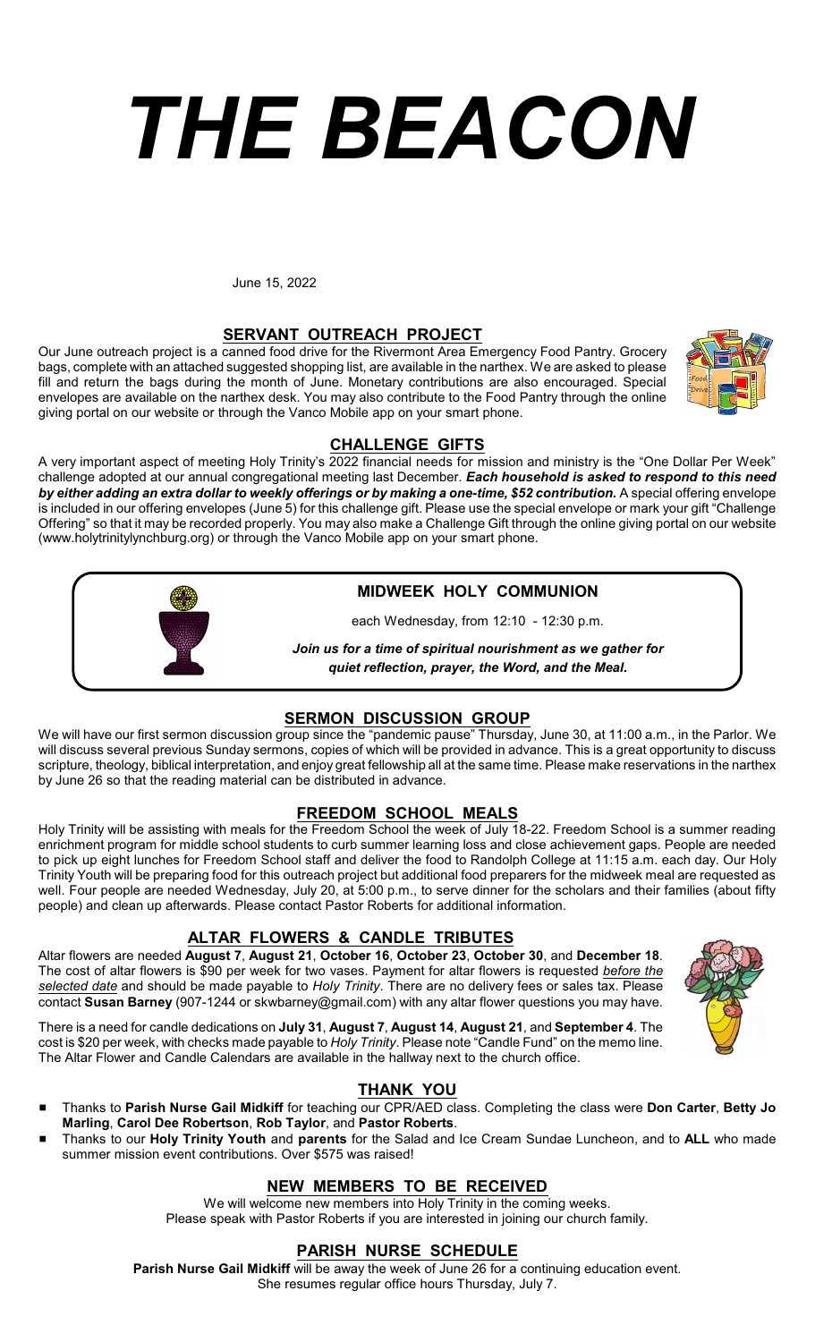# *THE BEACON*

June 15, 2022

## SERVANT OUTREACH PROJECT

Our June outreach project is a canned food drive for the Rivermont Area Emergency Food Pantry. Grocery bags, complete with an attached suggested shopping list, are available in the narthex. We are asked to please fill and return the bags during the month of June. Monetary contributions are also encouraged. Special envelopes are available on the narthex desk. You may also contribute to the Food Pantry through the online giving portal on our website or through the Vanco Mobile app on your smart phone.

## CHALLENGE GIFTS

A very important aspect of meeting Holy Trinity's 2022 financial needs for mission and ministry is the "One Dollar Per Week" challenge adopted at our annual congregational meeting last December. ***Each household is asked to respond to this need by either adding an extra dollar to weekly offerings or by making a one-time, $52 contribution.*** A special offering envelope is included in our offering envelopes (June 5) for this challenge gift. Please use the special envelope or mark your gift "Challenge Offering" so that it may be recorded properly. You may also make a Challenge Gift through the online giving portal on our website (www.holytrinitylynchburg.org) or through the Vanco Mobile app on your smart phone.

## MIDWEEK HOLY COMMUNION

each Wednesday, from 12:10 - 12:30 p.m.

***Join us for a time of spiritual nourishment as we gather for quiet reflection, prayer, the Word, and the Meal.***

## SERMON DISCUSSION GROUP

We will have our first sermon discussion group since the "pandemic pause" Thursday, June 30, at 11:00 a.m., in the Parlor. We will discuss several previous Sunday sermons, copies of which will be provided in advance. This is a great opportunity to discuss scripture, theology, biblical interpretation, and enjoy great fellowship all at the same time. Please make reservations in the narthex by June 26 so that the reading material can be distributed in advance.

## FREEDOM SCHOOL MEALS

Holy Trinity will be assisting with meals for the Freedom School the week of July 18-22. Freedom School is a summer reading enrichment program for middle school students to curb summer learning loss and close achievement gaps. People are needed to pick up eight lunches for Freedom School staff and deliver the food to Randolph College at 11:15 a.m. each day. Our Holy Trinity Youth will be preparing food for this outreach project but additional food preparers for the midweek meal are requested as well. Four people are needed Wednesday, July 20, at 5:00 p.m., to serve dinner for the scholars and their families (about fifty people) and clean up afterwards. Please contact Pastor Roberts for additional information.

## ALTAR FLOWERS & CANDLE TRIBUTES

Altar flowers are needed **August 7**, **August 21**, **October 16**, **October 23**, **October 30**, and **December 18**. The cost of altar flowers is $90 per week for two vases. Payment for altar flowers is requested *before the selected date* and should be made payable to *Holy Trinity*. There are no delivery fees or sales tax. Please contact **Susan Barney** (907-1244 or skwbarney@gmail.com) with any altar flower questions you may have.

There is a need for candle dedications on **July 31**, **August 7**, **August 14**, **August 21**, and **September 4**. The cost is $20 per week, with checks made payable to *Holy Trinity*. Please note "Candle Fund" on the memo line. The Altar Flower and Candle Calendars are available in the hallway next to the church office.

## THANK YOU

- Thanks to **Parish Nurse Gail Midkiff** for teaching our CPR/AED class. Completing the class were **Don Carter**, **Betty Jo Marling**, **Carol Dee Robertson**, **Rob Taylor**, and **Pastor Roberts**.
- Thanks to our **Holy Trinity Youth** and **parents** for the Salad and Ice Cream Sundae Luncheon, and to **ALL** who made summer mission event contributions. Over $575 was raised!

## NEW MEMBERS TO BE RECEIVED

We will welcome new members into Holy Trinity in the coming weeks.
Please speak with Pastor Roberts if you are interested in joining our church family.

## PARISH NURSE SCHEDULE

**Parish Nurse Gail Midkiff** will be away the week of June 26 for a continuing education event.
She resumes regular office hours Thursday, July 7.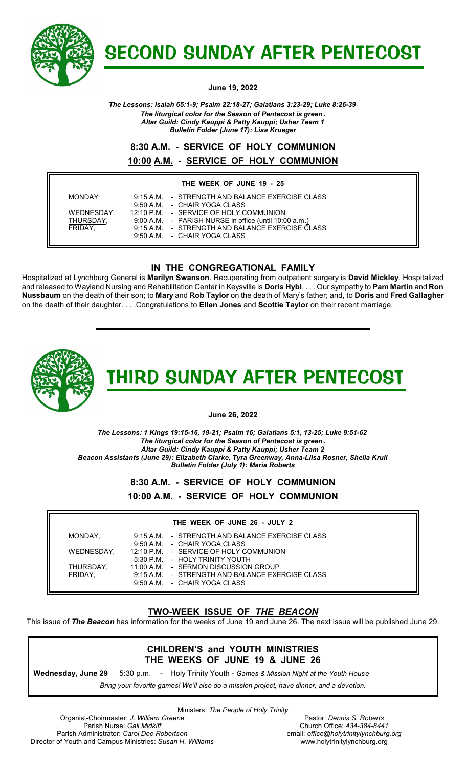# SECOND SUNDAY AFTER PENTECOST

**June 19, 2022**

***The Lessons: Isaiah 65:1-9; Psalm 22:18-27; Galatians 3:23-29; Luke 8:26-39***
***The liturgical color for the Season of Pentecost is green.***
***Altar Guild: Cindy Kauppi & Patty Kauppi; Usher Team 1***
***Bulletin Folder (June 17): Lisa Krueger***

**8:30 A.M. - SERVICE OF HOLY COMMUNION**

**10:00 A.M. - SERVICE OF HOLY COMMUNION**

**THE WEEK OF JUNE 19 - 25**

| | | |
|---|---|---|
| MONDAY | 9:15 A.M. | - STRENGTH AND BALANCE EXERCISE CLASS |
| | 9:50 A.M. | - CHAIR YOGA CLASS |
| WEDNESDAY, | 12:10 P.M. | - SERVICE OF HOLY COMMUNION |
| THURSDAY, | 9:00 A.M. | - PARISH NURSE in office (until 10:00 a.m.) |
| FRIDAY, | 9:15 A.M. | - STRENGTH AND BALANCE EXERCISE CLASS |
| | 9:50 A.M. | - CHAIR YOGA CLASS |

## IN THE CONGREGATIONAL FAMILY

Hospitalized at Lynchburg General is **Marilyn Swanson**. Recuperating from outpatient surgery is **David Mickley**. Hospitalized and released to Wayland Nursing and Rehabilitation Center in Keysville is **Doris Hybl**. . . . Our sympathy to **Pam Martin** and **Ron Nussbaum** on the death of their son; to **Mary** and **Rob Taylor** on the death of Mary's father; and, to **Doris** and **Fred Gallagher** on the death of their daughter. . . .Congratulations to **Ellen Jones** and **Scottie Taylor** on their recent marriage.

# THIRD SUNDAY AFTER PENTECOST

**June 26, 2022**

***The Lessons: 1 Kings 19:15-16, 19-21; Psalm 16; Galatians 5:1, 13-25; Luke 9:51-62***
***The liturgical color for the Season of Pentecost is green.***
***Altar Guild: Cindy Kauppi & Patty Kauppi; Usher Team 2***
***Beacon Assistants (June 29): Elizabeth Clarke, Tyra Greenway, Anna-Liisa Rosner, Sheila Krull***
***Bulletin Folder (July 1): Maria Roberts***

**8:30 A.M. - SERVICE OF HOLY COMMUNION**

**10:00 A.M. - SERVICE OF HOLY COMMUNION**

**THE WEEK OF JUNE 26 - JULY 2**

| | | |
|---|---|---|
| MONDAY, | 9:15 A.M. | - STRENGTH AND BALANCE EXERCISE CLASS |
| | 9:50 A.M. | - CHAIR YOGA CLASS |
| WEDNESDAY, | 12:10 P.M. | - SERVICE OF HOLY COMMUNION |
| | 5:30 P.M. | - HOLY TRINITY YOUTH |
| THURSDAY, | 11:00 A.M. | - SERMON DISCUSSION GROUP |
| FRIDAY, | 9:15 A.M. | - STRENGTH AND BALANCE EXERCISE CLASS |
| | 9:50 A.M. | - CHAIR YOGA CLASS |

## TWO-WEEK ISSUE OF *THE BEACON*

This issue of ***The Beacon*** has information for the weeks of June 19 and June 26. The next issue will be published June 29.

## CHILDREN'S and YOUTH MINISTRIES
## THE WEEKS OF JUNE 19 & JUNE 26

**Wednesday, June 29** 5:30 p.m. - Holy Trinity Youth - *Games & Mission Night at the Youth House*

*Bring your favorite games! We'll also do a mission project, have dinner, and a devotion.*

Ministers: *The People of Holy Trinity*

Organist-Choirmaster: *J. William Greene*
Parish Nurse: *Gail Midkiff*
Parish Administrator: *Carol Dee Robertson*
Director of Youth and Campus Ministries: *Susan H. Williams*

Pastor: *Dennis S. Roberts*
Church Office: *434-384-8441*
email: *office@holytrinitylynchburg.org*
www.holytrinitylynchburg.org